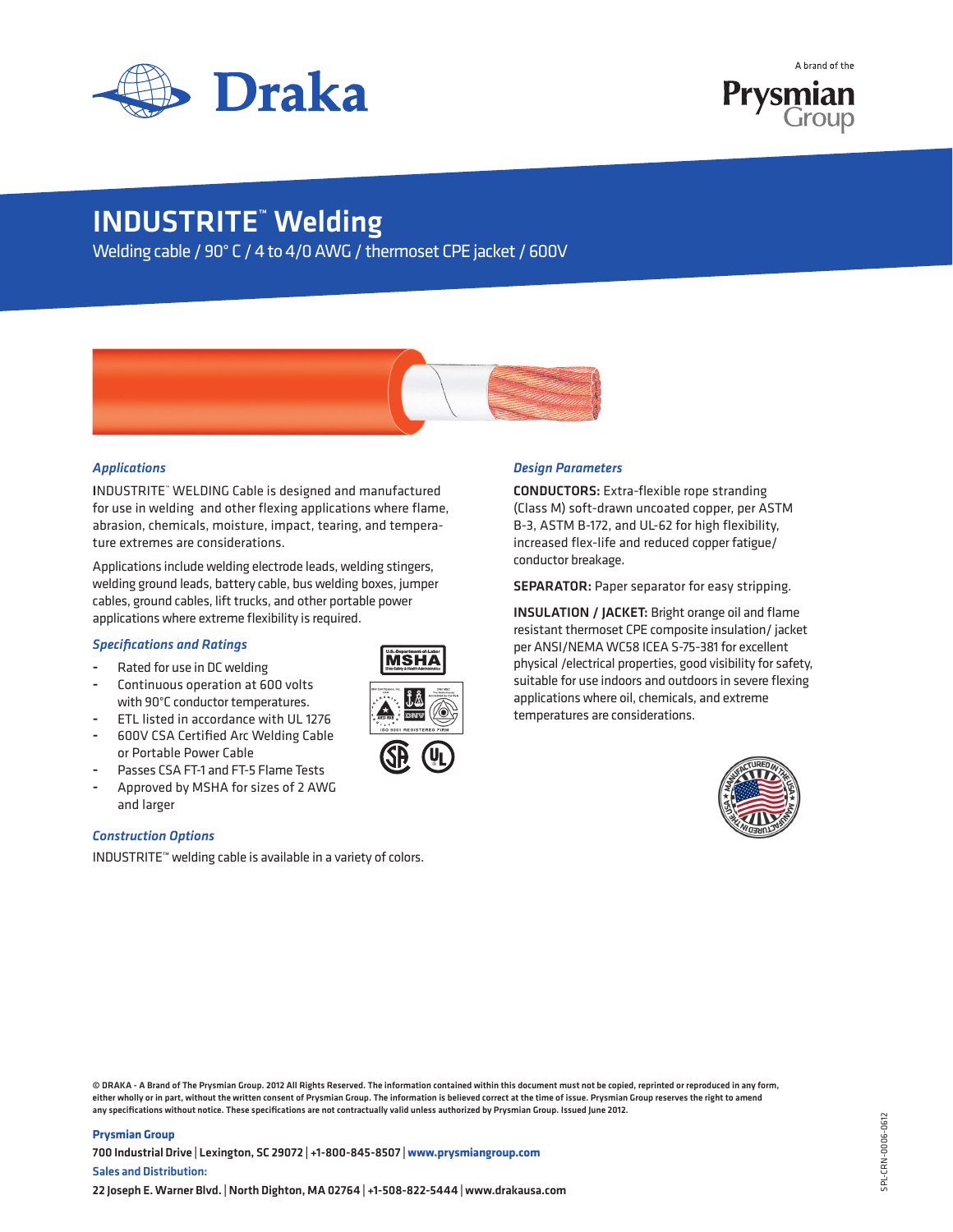# INDUSTRITE™ Welding

Welding cable / 90° C / 4 to 4/0 AWG / thermoset CPE jacket / 600V

### *Applications*

INDUSTRITE™ WELDING Cable is designed and manufactured for use in welding and other flexing applications where flame, abrasion, chemicals, moisture, impact, tearing, and temperature extremes are considerations.

Applications include welding electrode leads, welding stingers, welding ground leads, battery cable, bus welding boxes, jumper cables, ground cables, lift trucks, and other portable power applications where extreme flexibility is required.

### *Specifications and Ratings*

- Rated for use in DC welding
- Continuous operation at 600 volts with 90°C conductor temperatures.
- ETL listed in accordance with UL 1276
- 600V CSA Certified Arc Welding Cable or Portable Power Cable
- Passes CSA FT-1 and FT-5 Flame Tests
- Approved by MSHA for sizes of 2 AWG and larger

### *Construction Options*

INDUSTRITE™ welding cable is available in a variety of colors.

### *Design Parameters*

**CONDUCTORS:** Extra-flexible rope stranding (Class M) soft-drawn uncoated copper, per ASTM B-3, ASTM B-172, and UL-62 for high flexibility, increased flex-life and reduced copper fatigue/ conductor breakage.

**SEPARATOR:** Paper separator for easy stripping.

**INSULATION / JACKET:** Bright orange oil and flame resistant thermoset CPE composite insulation/ jacket per ANSI/NEMA WC58 ICEA S-75-381 for excellent physical /electrical properties, good visibility for safety, suitable for use indoors and outdoors in severe flexing applications where oil, chemicals, and extreme temperatures are considerations.

© DRAKA - A Brand of The Prysmian Group. 2012 All Rights Reserved. The information contained within this document must not be copied, reprinted or reproduced in any form, either wholly or in part, without the written consent of Prysmian Group. The information is believed correct at the time of issue. Prysmian Group reserves the right to amend any specifications without notice. These specifications are not contractually valid unless authorized by Prysmian Group. Issued June 2012.

**Prysmian Group**
700 Industrial Drive | Lexington, SC 29072 | +1-800-845-8507 | www.prysmiangroup.com
**Sales and Distribution:**
22 Joseph E. Warner Blvd. | North Dighton, MA 02764 | +1-508-822-5444 | www.drakausa.com

SPL-CRN-0006-0612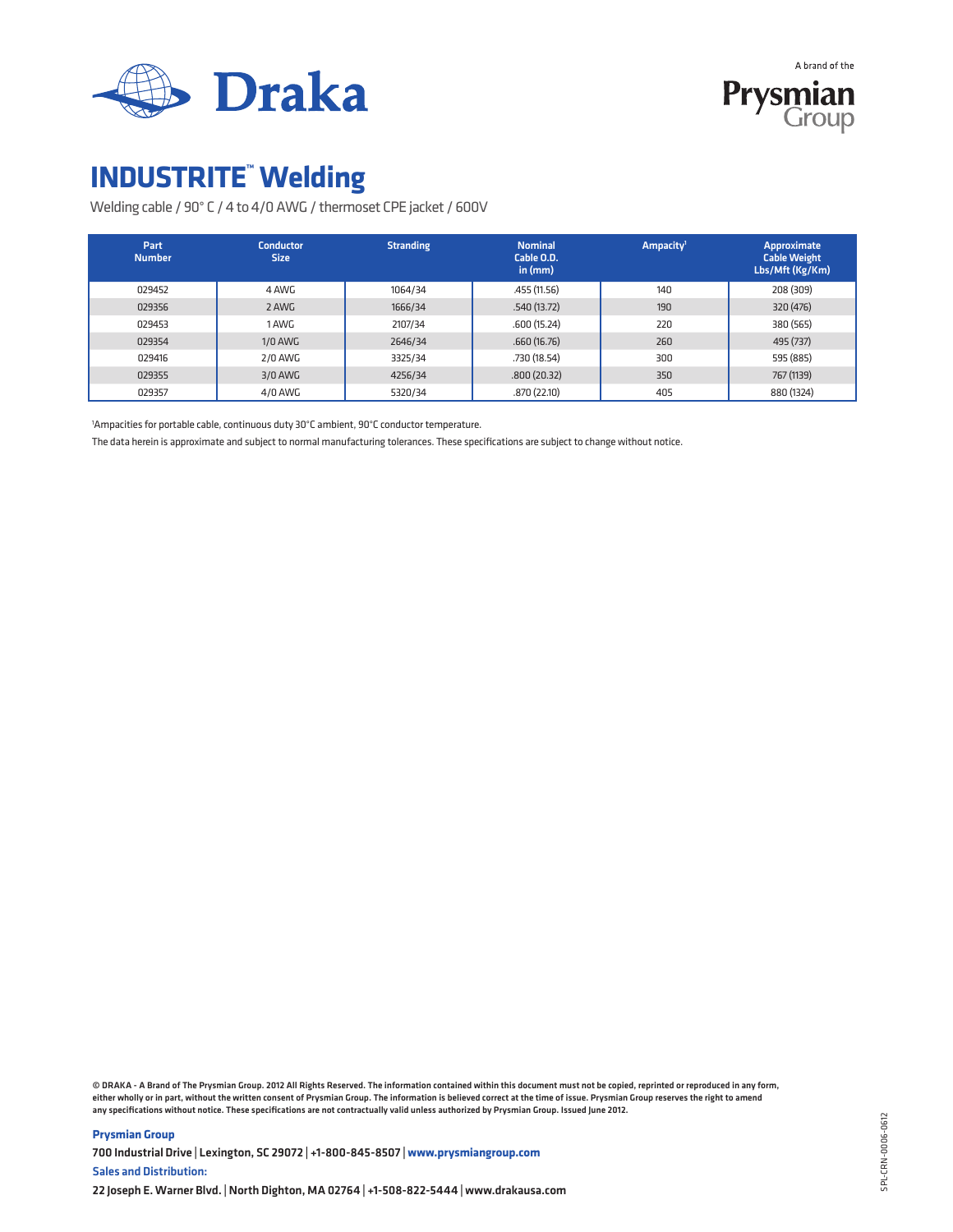Draka

A brand of the Prysmian Group

# INDUSTRITE™ Welding

Welding cable / 90° C / 4 to 4/0 AWG / thermoset CPE jacket / 600V

| Part Number | Conductor Size | Stranding | Nominal Cable O.D. in (mm) | Ampacity[1] | Approximate Cable Weight Lbs/Mft (Kg/Km) |
|---|---|---|---|---|---|
| 029452 | 4 AWG | 1064/34 | .455 (11.56) | 140 | 208 (309) |
| 029356 | 2 AWG | 1666/34 | .540 (13.72) | 190 | 320 (476) |
| 029453 | 1 AWG | 2107/34 | .600 (15.24) | 220 | 380 (565) |
| 029354 | 1/0 AWG | 2646/34 | .660 (16.76) | 260 | 495 (737) |
| 029416 | 2/0 AWG | 3325/34 | .730 (18.54) | 300 | 595 (885) |
| 029355 | 3/0 AWG | 4256/34 | .800 (20.32) | 350 | 767 (1139) |
| 029357 | 4/0 AWG | 5320/34 | .870 (22.10) | 405 | 880 (1324) |

[1]Ampacities for portable cable, continuous duty 30°C ambient, 90°C conductor temperature.

The data herein is approximate and subject to normal manufacturing tolerances. These specifications are subject to change without notice.

**© DRAKA - A Brand of The Prysmian Group. 2012 All Rights Reserved. The information contained within this document must not be copied, reprinted or reproduced in any form, either wholly or in part, without the written consent of Prysmian Group. The information is believed correct at the time of issue. Prysmian Group reserves the right to amend any specifications without notice. These specifications are not contractually valid unless authorized by Prysmian Group. Issued June 2012.**

**Prysmian Group**

**700 Industrial Drive | Lexington, SC 29072 | +1-800-845-8507 | www.prysmiangroup.com**

**Sales and Distribution:**

**22 Joseph E. Warner Blvd. | North Dighton, MA 02764 | +1-508-822-5444 | www.drakausa.com**

SPL-CRN-0006-0612